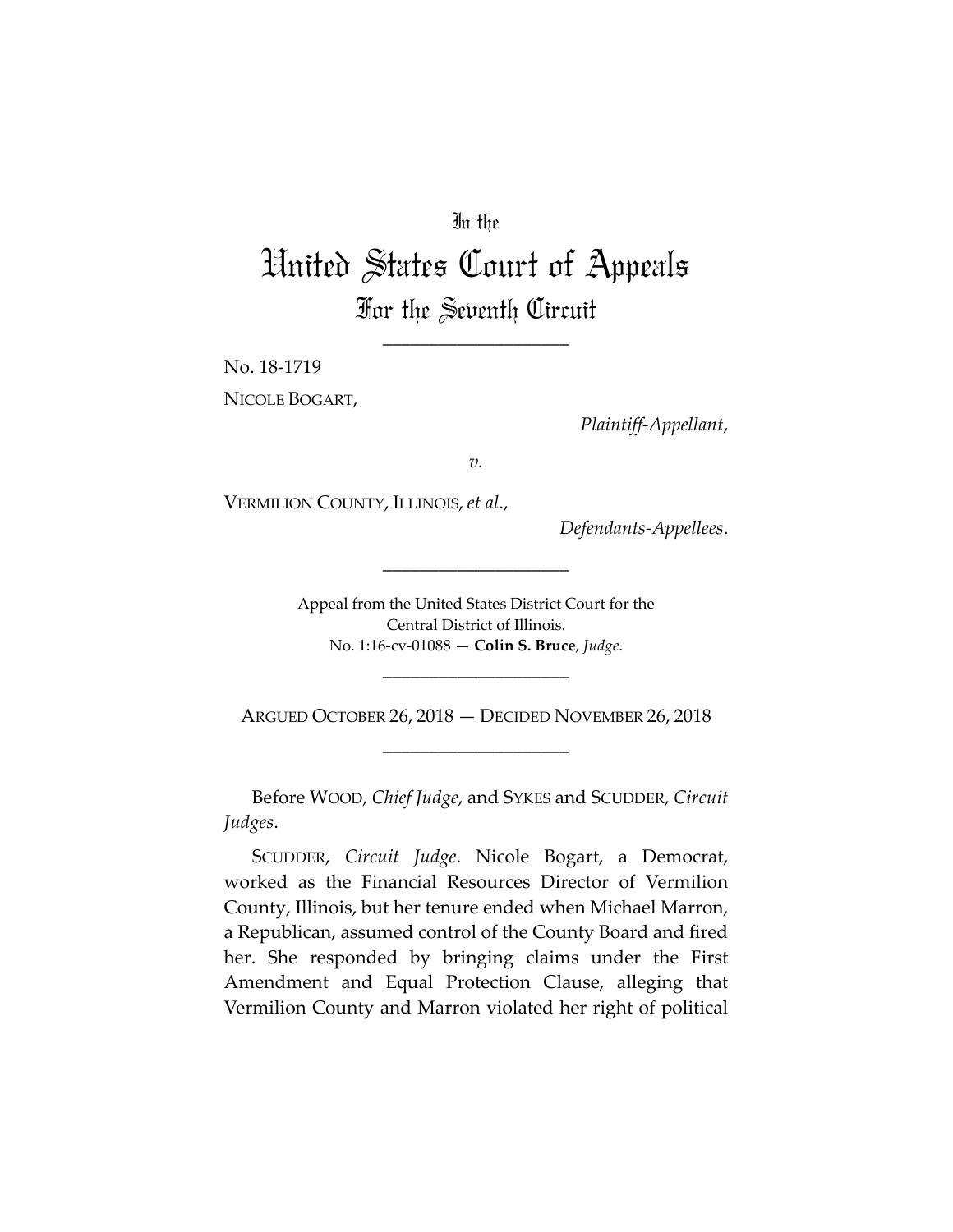In the

# United States Court of Appeals

## For the Seventh Circuit

____________________

No. 18-1719

NICOLE BOGART,

*Plaintiff-Appellant*,

*v.*

VERMILION COUNTY, ILLINOIS, *et al*.,

*Defendants-Appellees*.

____________________

Appeal from the United States District Court for the Central District of Illinois.
No. 1:16-cv-01088 — **Colin S. Bruce**, *Judge*.

____________________

ARGUED OCTOBER 26, 2018 — DECIDED NOVEMBER 26, 2018

____________________

Before WOOD, *Chief Judge*, and SYKES and SCUDDER, *Circuit Judges*.

SCUDDER, *Circuit Judge*. Nicole Bogart, a Democrat, worked as the Financial Resources Director of Vermilion County, Illinois, but her tenure ended when Michael Marron, a Republican, assumed control of the County Board and fired her. She responded by bringing claims under the First Amendment and Equal Protection Clause, alleging that Vermilion County and Marron violated her right of political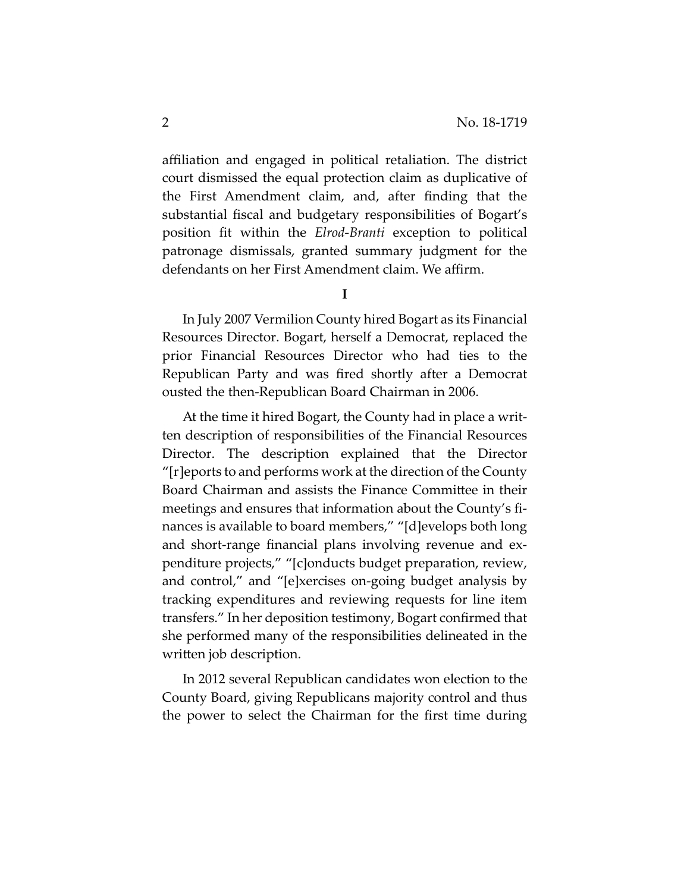affiliation and engaged in political retaliation. The district court dismissed the equal protection claim as duplicative of the First Amendment claim, and, after finding that the substantial fiscal and budgetary responsibilities of Bogart's position fit within the *Elrod-Branti* exception to political patronage dismissals, granted summary judgment for the defendants on her First Amendment claim. We affirm.

## I

In July 2007 Vermilion County hired Bogart as its Financial Resources Director. Bogart, herself a Democrat, replaced the prior Financial Resources Director who had ties to the Republican Party and was fired shortly after a Democrat ousted the then-Republican Board Chairman in 2006.

At the time it hired Bogart, the County had in place a written description of responsibilities of the Financial Resources Director. The description explained that the Director "[r]eports to and performs work at the direction of the County Board Chairman and assists the Finance Committee in their meetings and ensures that information about the County's finances is available to board members," "[d]evelops both long and short-range financial plans involving revenue and expenditure projects," "[c]onducts budget preparation, review, and control," and "[e]xercises on-going budget analysis by tracking expenditures and reviewing requests for line item transfers." In her deposition testimony, Bogart confirmed that she performed many of the responsibilities delineated in the written job description.

In 2012 several Republican candidates won election to the County Board, giving Republicans majority control and thus the power to select the Chairman for the first time during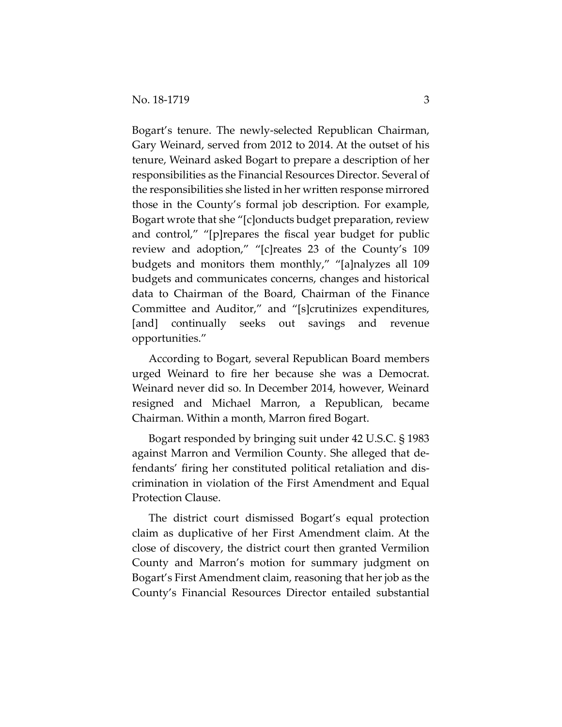Bogart's tenure. The newly-selected Republican Chairman, Gary Weinard, served from 2012 to 2014. At the outset of his tenure, Weinard asked Bogart to prepare a description of her responsibilities as the Financial Resources Director. Several of the responsibilities she listed in her written response mirrored those in the County's formal job description. For example, Bogart wrote that she "[c]onducts budget preparation, review and control," "[p]repares the fiscal year budget for public review and adoption," "[c]reates 23 of the County's 109 budgets and monitors them monthly," "[a]nalyzes all 109 budgets and communicates concerns, changes and historical data to Chairman of the Board, Chairman of the Finance Committee and Auditor," and "[s]crutinizes expenditures, [and] continually seeks out savings and revenue opportunities."

According to Bogart, several Republican Board members urged Weinard to fire her because she was a Democrat. Weinard never did so. In December 2014, however, Weinard resigned and Michael Marron, a Republican, became Chairman. Within a month, Marron fired Bogart.

Bogart responded by bringing suit under 42 U.S.C. § 1983 against Marron and Vermilion County. She alleged that defendants' firing her constituted political retaliation and discrimination in violation of the First Amendment and Equal Protection Clause.

The district court dismissed Bogart's equal protection claim as duplicative of her First Amendment claim. At the close of discovery, the district court then granted Vermilion County and Marron's motion for summary judgment on Bogart's First Amendment claim, reasoning that her job as the County's Financial Resources Director entailed substantial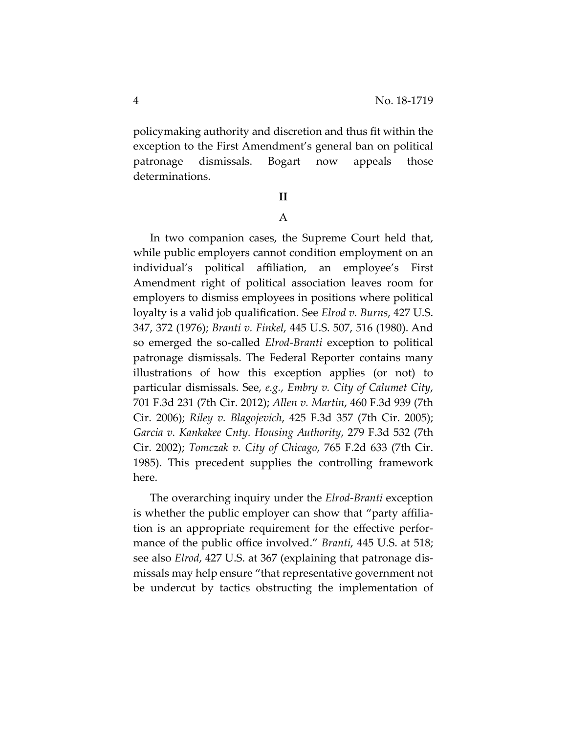policymaking authority and discretion and thus fit within the exception to the First Amendment's general ban on political patronage dismissals. Bogart now appeals those determinations.

## II

### A

In two companion cases, the Supreme Court held that, while public employers cannot condition employment on an individual's political affiliation, an employee's First Amendment right of political association leaves room for employers to dismiss employees in positions where political loyalty is a valid job qualification. See *Elrod v. Burns*, 427 U.S. 347, 372 (1976); *Branti v. Finkel*, 445 U.S. 507, 516 (1980). And so emerged the so-called *Elrod-Branti* exception to political patronage dismissals. The Federal Reporter contains many illustrations of how this exception applies (or not) to particular dismissals. See, *e.g.*, *Embry v. City of Calumet City*, 701 F.3d 231 (7th Cir. 2012); *Allen v. Martin*, 460 F.3d 939 (7th Cir. 2006); *Riley v. Blagojevich*, 425 F.3d 357 (7th Cir. 2005); *Garcia v. Kankakee Cnty. Housing Authority*, 279 F.3d 532 (7th Cir. 2002); *Tomczak v. City of Chicago*, 765 F.2d 633 (7th Cir. 1985). This precedent supplies the controlling framework here.

The overarching inquiry under the *Elrod-Branti* exception is whether the public employer can show that "party affiliation is an appropriate requirement for the effective performance of the public office involved." *Branti*, 445 U.S. at 518; see also *Elrod*, 427 U.S. at 367 (explaining that patronage dismissals may help ensure "that representative government not be undercut by tactics obstructing the implementation of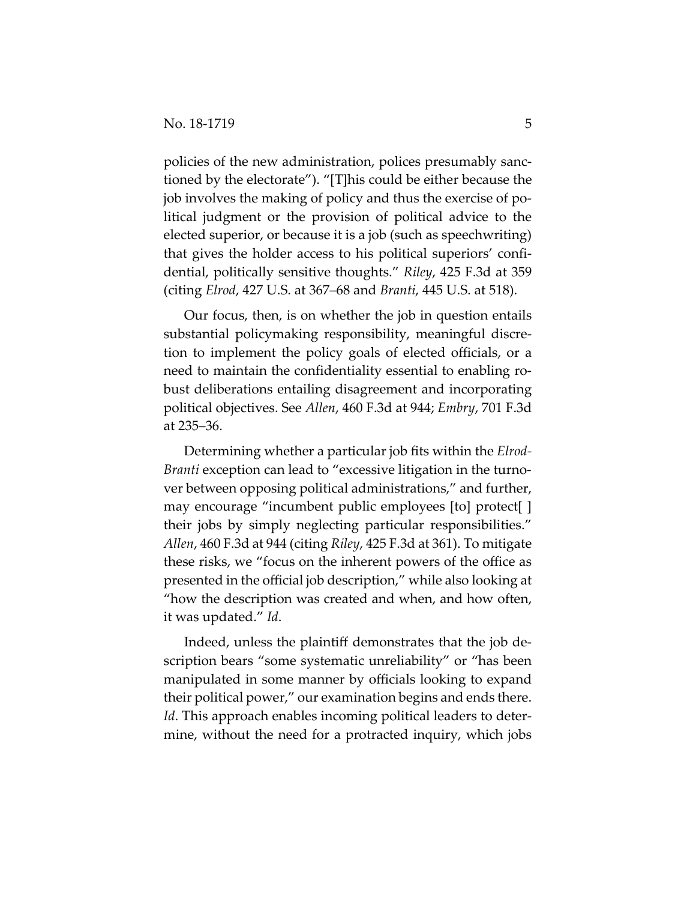policies of the new administration, polices presumably sanctioned by the electorate"). "[T]his could be either because the job involves the making of policy and thus the exercise of political judgment or the provision of political advice to the elected superior, or because it is a job (such as speechwriting) that gives the holder access to his political superiors' confidential, politically sensitive thoughts." *Riley*, 425 F.3d at 359 (citing *Elrod*, 427 U.S. at 367–68 and *Branti*, 445 U.S. at 518).

Our focus, then, is on whether the job in question entails substantial policymaking responsibility, meaningful discretion to implement the policy goals of elected officials, or a need to maintain the confidentiality essential to enabling robust deliberations entailing disagreement and incorporating political objectives. See *Allen*, 460 F.3d at 944; *Embry*, 701 F.3d at 235–36.

Determining whether a particular job fits within the *Elrod-Branti* exception can lead to "excessive litigation in the turnover between opposing political administrations," and further, may encourage "incumbent public employees [to] protect[ ] their jobs by simply neglecting particular responsibilities." *Allen*, 460 F.3d at 944 (citing *Riley*, 425 F.3d at 361). To mitigate these risks, we "focus on the inherent powers of the office as presented in the official job description," while also looking at "how the description was created and when, and how often, it was updated." *Id*.

Indeed, unless the plaintiff demonstrates that the job description bears "some systematic unreliability" or "has been manipulated in some manner by officials looking to expand their political power," our examination begins and ends there. *Id*. This approach enables incoming political leaders to determine, without the need for a protracted inquiry, which jobs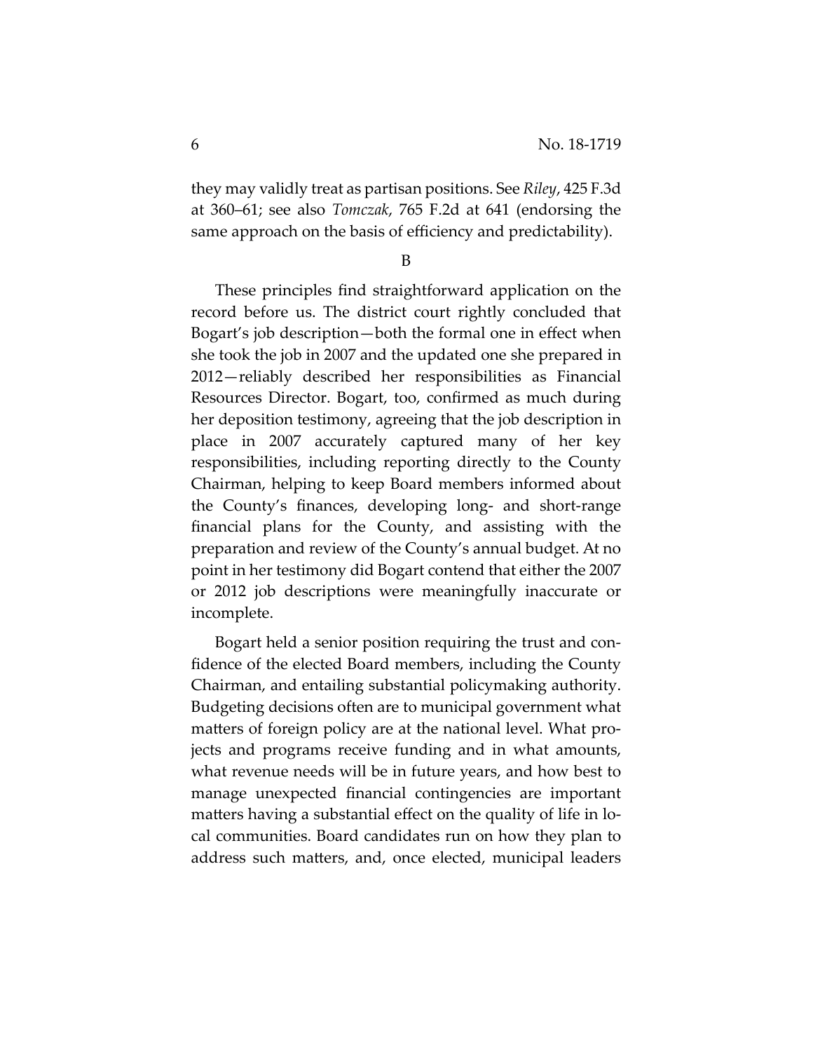they may validly treat as partisan positions. See *Riley*, 425 F.3d at 360–61; see also *Tomczak*, 765 F.2d at 641 (endorsing the same approach on the basis of efficiency and predictability).

B

These principles find straightforward application on the record before us. The district court rightly concluded that Bogart's job description—both the formal one in effect when she took the job in 2007 and the updated one she prepared in 2012—reliably described her responsibilities as Financial Resources Director. Bogart, too, confirmed as much during her deposition testimony, agreeing that the job description in place in 2007 accurately captured many of her key responsibilities, including reporting directly to the County Chairman, helping to keep Board members informed about the County's finances, developing long- and short-range financial plans for the County, and assisting with the preparation and review of the County's annual budget. At no point in her testimony did Bogart contend that either the 2007 or 2012 job descriptions were meaningfully inaccurate or incomplete.

Bogart held a senior position requiring the trust and confidence of the elected Board members, including the County Chairman, and entailing substantial policymaking authority. Budgeting decisions often are to municipal government what matters of foreign policy are at the national level. What projects and programs receive funding and in what amounts, what revenue needs will be in future years, and how best to manage unexpected financial contingencies are important matters having a substantial effect on the quality of life in local communities. Board candidates run on how they plan to address such matters, and, once elected, municipal leaders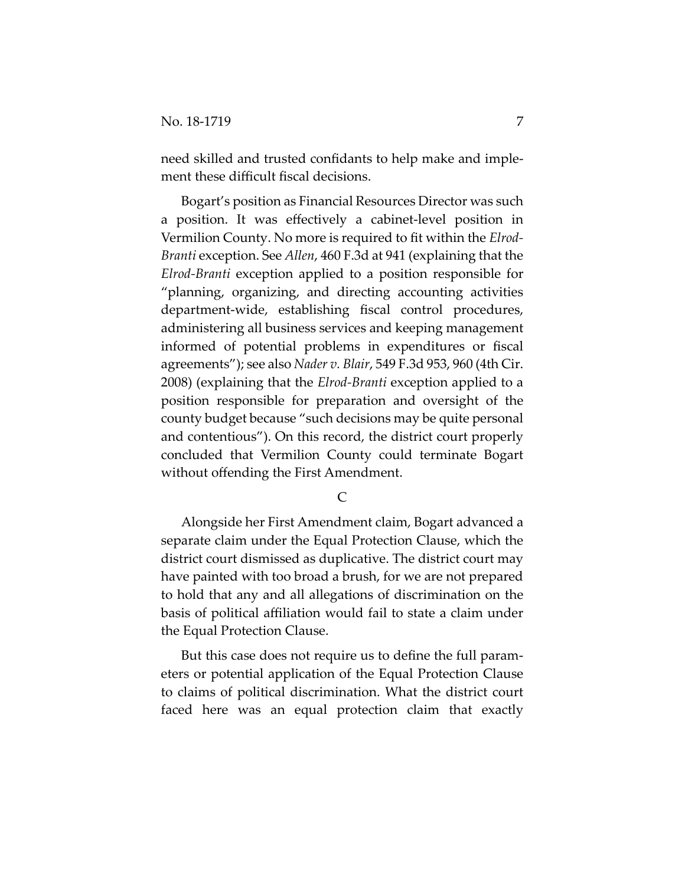need skilled and trusted confidants to help make and implement these difficult fiscal decisions.

Bogart's position as Financial Resources Director was such a position. It was effectively a cabinet-level position in Vermilion County. No more is required to fit within the *Elrod-Branti* exception. See *Allen*, 460 F.3d at 941 (explaining that the *Elrod-Branti* exception applied to a position responsible for "planning, organizing, and directing accounting activities department-wide, establishing fiscal control procedures, administering all business services and keeping management informed of potential problems in expenditures or fiscal agreements"); see also *Nader v. Blair*, 549 F.3d 953, 960 (4th Cir. 2008) (explaining that the *Elrod-Branti* exception applied to a position responsible for preparation and oversight of the county budget because "such decisions may be quite personal and contentious"). On this record, the district court properly concluded that Vermilion County could terminate Bogart without offending the First Amendment.

## C

Alongside her First Amendment claim, Bogart advanced a separate claim under the Equal Protection Clause, which the district court dismissed as duplicative. The district court may have painted with too broad a brush, for we are not prepared to hold that any and all allegations of discrimination on the basis of political affiliation would fail to state a claim under the Equal Protection Clause.

But this case does not require us to define the full parameters or potential application of the Equal Protection Clause to claims of political discrimination. What the district court faced here was an equal protection claim that exactly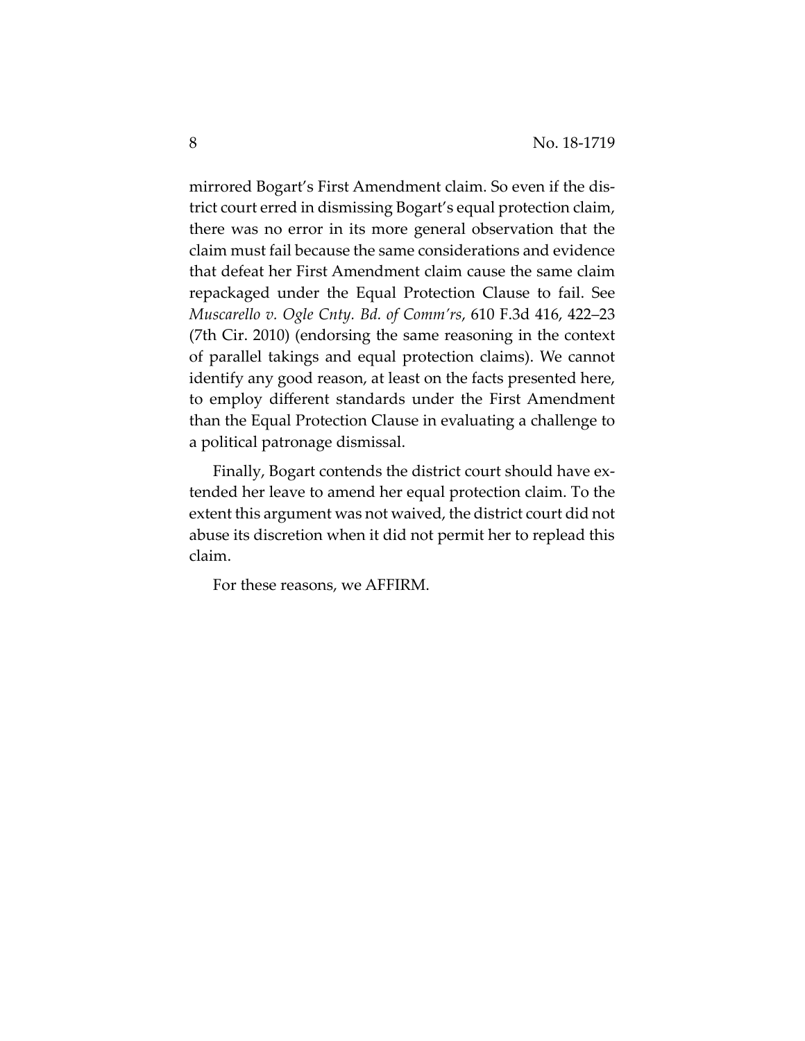mirrored Bogart's First Amendment claim. So even if the district court erred in dismissing Bogart's equal protection claim, there was no error in its more general observation that the claim must fail because the same considerations and evidence that defeat her First Amendment claim cause the same claim repackaged under the Equal Protection Clause to fail. See *Muscarello v. Ogle Cnty. Bd. of Comm'rs*, 610 F.3d 416, 422–23 (7th Cir. 2010) (endorsing the same reasoning in the context of parallel takings and equal protection claims). We cannot identify any good reason, at least on the facts presented here, to employ different standards under the First Amendment than the Equal Protection Clause in evaluating a challenge to a political patronage dismissal.

Finally, Bogart contends the district court should have extended her leave to amend her equal protection claim. To the extent this argument was not waived, the district court did not abuse its discretion when it did not permit her to replead this claim.

For these reasons, we AFFIRM.